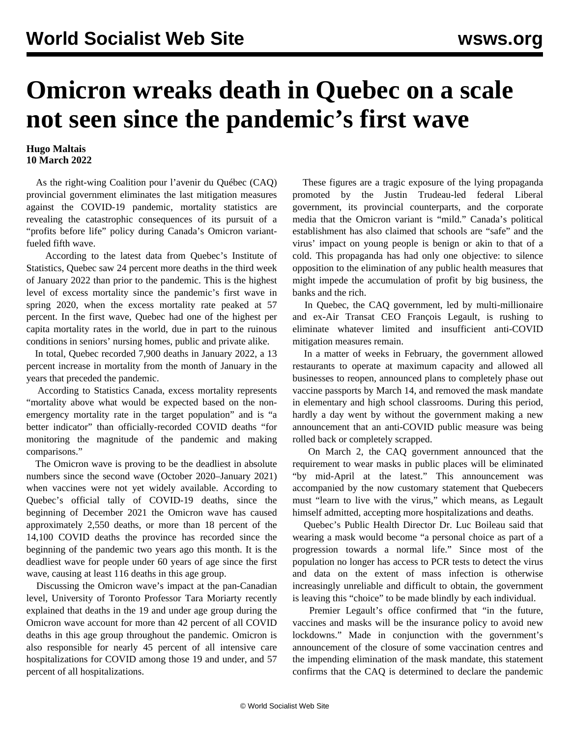# Omicron wreaks death in Quebec on a scale not seen since the pandemic's first wave

**Hugo Maltais**
**10 March 2022**

As the right-wing Coalition pour l'avenir du Québec (CAQ) provincial government eliminates the last mitigation measures against the COVID-19 pandemic, mortality statistics are revealing the catastrophic consequences of its pursuit of a "profits before life" policy during Canada's Omicron variant-fueled fifth wave.

According to the latest data from Quebec's Institute of Statistics, Quebec saw 24 percent more deaths in the third week of January 2022 than prior to the pandemic. This is the highest level of excess mortality since the pandemic's first wave in spring 2020, when the excess mortality rate peaked at 57 percent. In the first wave, Quebec had one of the highest per capita mortality rates in the world, due in part to the ruinous conditions in seniors' nursing homes, public and private alike.

In total, Quebec recorded 7,900 deaths in January 2022, a 13 percent increase in mortality from the month of January in the years that preceded the pandemic.

According to Statistics Canada, excess mortality represents "mortality above what would be expected based on the non-emergency mortality rate in the target population" and is "a better indicator" than officially-recorded COVID deaths "for monitoring the magnitude of the pandemic and making comparisons."

The Omicron wave is proving to be the deadliest in absolute numbers since the second wave (October 2020–January 2021) when vaccines were not yet widely available. According to Quebec's official tally of COVID-19 deaths, since the beginning of December 2021 the Omicron wave has caused approximately 2,550 deaths, or more than 18 percent of the 14,100 COVID deaths the province has recorded since the beginning of the pandemic two years ago this month. It is the deadliest wave for people under 60 years of age since the first wave, causing at least 116 deaths in this age group.

Discussing the Omicron wave's impact at the pan-Canadian level, University of Toronto Professor Tara Moriarty recently explained that deaths in the 19 and under age group during the Omicron wave account for more than 42 percent of all COVID deaths in this age group throughout the pandemic. Omicron is also responsible for nearly 45 percent of all intensive care hospitalizations for COVID among those 19 and under, and 57 percent of all hospitalizations.

These figures are a tragic exposure of the lying propaganda promoted by the Justin Trudeau-led federal Liberal government, its provincial counterparts, and the corporate media that the Omicron variant is "mild." Canada's political establishment has also claimed that schools are "safe" and the virus' impact on young people is benign or akin to that of a cold. This propaganda has had only one objective: to silence opposition to the elimination of any public health measures that might impede the accumulation of profit by big business, the banks and the rich.

In Quebec, the CAQ government, led by multi-millionaire and ex-Air Transat CEO François Legault, is rushing to eliminate whatever limited and insufficient anti-COVID mitigation measures remain.

In a matter of weeks in February, the government allowed restaurants to operate at maximum capacity and allowed all businesses to reopen, announced plans to completely phase out vaccine passports by March 14, and removed the mask mandate in elementary and high school classrooms. During this period, hardly a day went by without the government making a new announcement that an anti-COVID public measure was being rolled back or completely scrapped.

On March 2, the CAQ government announced that the requirement to wear masks in public places will be eliminated "by mid-April at the latest." This announcement was accompanied by the now customary statement that Quebecers must "learn to live with the virus," which means, as Legault himself admitted, accepting more hospitalizations and deaths.

Quebec's Public Health Director Dr. Luc Boileau said that wearing a mask would become "a personal choice as part of a progression towards a normal life." Since most of the population no longer has access to PCR tests to detect the virus and data on the extent of mass infection is otherwise increasingly unreliable and difficult to obtain, the government is leaving this "choice" to be made blindly by each individual.

Premier Legault's office confirmed that "in the future, vaccines and masks will be the insurance policy to avoid new lockdowns." Made in conjunction with the government's announcement of the closure of some vaccination centres and the impending elimination of the mask mandate, this statement confirms that the CAQ is determined to declare the pandemic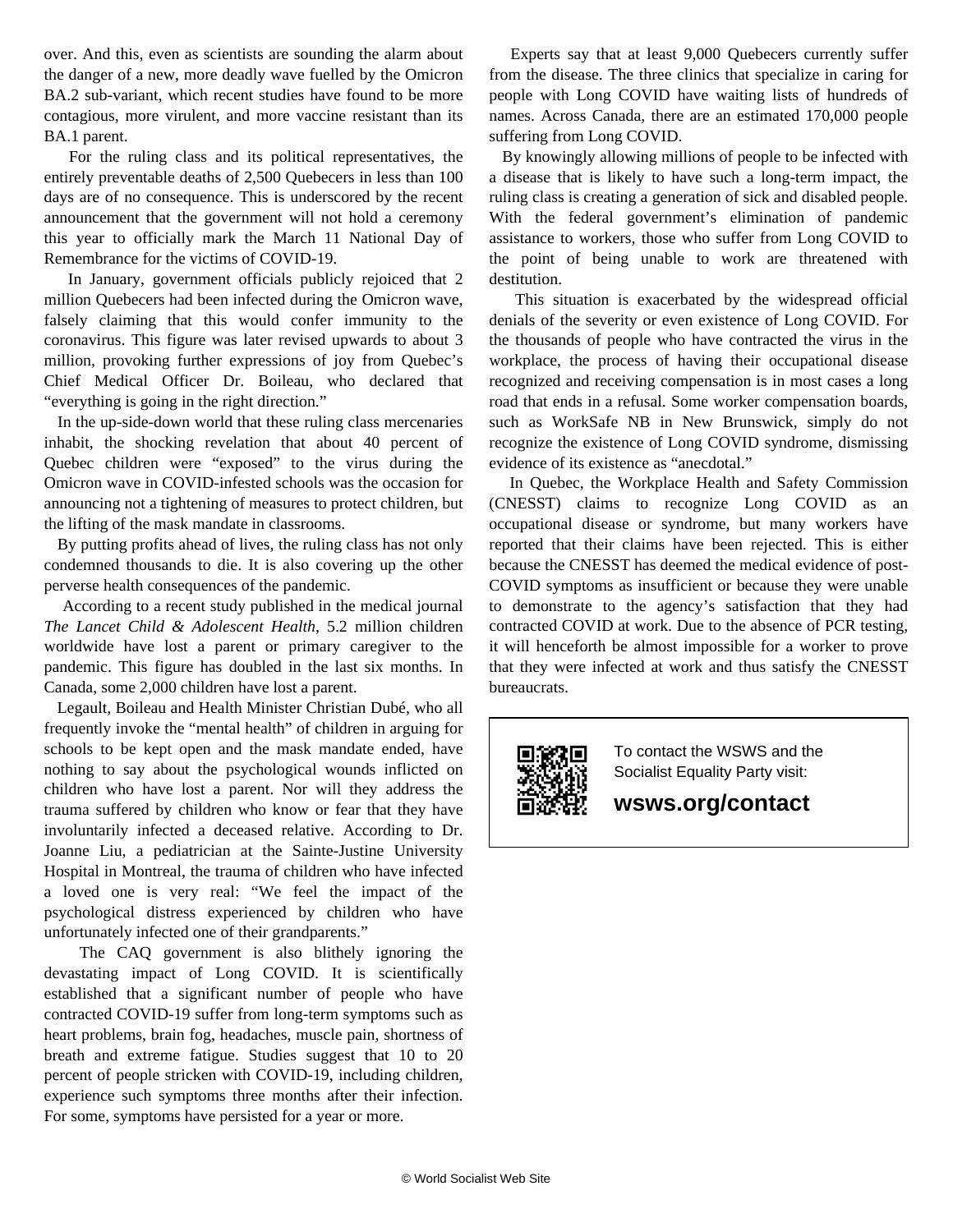over. And this, even as scientists are sounding the alarm about the danger of a new, more deadly wave fuelled by the Omicron BA.2 sub-variant, which recent studies have found to be more contagious, more virulent, and more vaccine resistant than its BA.1 parent.

For the ruling class and its political representatives, the entirely preventable deaths of 2,500 Quebecers in less than 100 days are of no consequence. This is underscored by the recent announcement that the government will not hold a ceremony this year to officially mark the March 11 National Day of Remembrance for the victims of COVID-19.

In January, government officials publicly rejoiced that 2 million Quebecers had been infected during the Omicron wave, falsely claiming that this would confer immunity to the coronavirus. This figure was later revised upwards to about 3 million, provoking further expressions of joy from Quebec's Chief Medical Officer Dr. Boileau, who declared that "everything is going in the right direction."

In the up-side-down world that these ruling class mercenaries inhabit, the shocking revelation that about 40 percent of Quebec children were "exposed" to the virus during the Omicron wave in COVID-infested schools was the occasion for announcing not a tightening of measures to protect children, but the lifting of the mask mandate in classrooms.

By putting profits ahead of lives, the ruling class has not only condemned thousands to die. It is also covering up the other perverse health consequences of the pandemic.

According to a recent study published in the medical journal *The Lancet Child & Adolescent Health*, 5.2 million children worldwide have lost a parent or primary caregiver to the pandemic. This figure has doubled in the last six months. In Canada, some 2,000 children have lost a parent.

Legault, Boileau and Health Minister Christian Dubé, who all frequently invoke the "mental health" of children in arguing for schools to be kept open and the mask mandate ended, have nothing to say about the psychological wounds inflicted on children who have lost a parent. Nor will they address the trauma suffered by children who know or fear that they have involuntarily infected a deceased relative. According to Dr. Joanne Liu, a pediatrician at the Sainte-Justine University Hospital in Montreal, the trauma of children who have infected a loved one is very real: "We feel the impact of the psychological distress experienced by children who have unfortunately infected one of their grandparents."

The CAQ government is also blithely ignoring the devastating impact of Long COVID. It is scientifically established that a significant number of people who have contracted COVID-19 suffer from long-term symptoms such as heart problems, brain fog, headaches, muscle pain, shortness of breath and extreme fatigue. Studies suggest that 10 to 20 percent of people stricken with COVID-19, including children, experience such symptoms three months after their infection. For some, symptoms have persisted for a year or more.

Experts say that at least 9,000 Quebecers currently suffer from the disease. The three clinics that specialize in caring for people with Long COVID have waiting lists of hundreds of names. Across Canada, there are an estimated 170,000 people suffering from Long COVID.

By knowingly allowing millions of people to be infected with a disease that is likely to have such a long-term impact, the ruling class is creating a generation of sick and disabled people. With the federal government's elimination of pandemic assistance to workers, those who suffer from Long COVID to the point of being unable to work are threatened with destitution.

This situation is exacerbated by the widespread official denials of the severity or even existence of Long COVID. For the thousands of people who have contracted the virus in the workplace, the process of having their occupational disease recognized and receiving compensation is in most cases a long road that ends in a refusal. Some worker compensation boards, such as WorkSafe NB in New Brunswick, simply do not recognize the existence of Long COVID syndrome, dismissing evidence of its existence as "anecdotal."

In Quebec, the Workplace Health and Safety Commission (CNESST) claims to recognize Long COVID as an occupational disease or syndrome, but many workers have reported that their claims have been rejected. This is either because the CNESST has deemed the medical evidence of post-COVID symptoms as insufficient or because they were unable to demonstrate to the agency's satisfaction that they had contracted COVID at work. Due to the absence of PCR testing, it will henceforth be almost impossible for a worker to prove that they were infected at work and thus satisfy the CNESST bureaucrats.

To contact the WSWS and the Socialist Equality Party visit:

**wsws.org/contact**